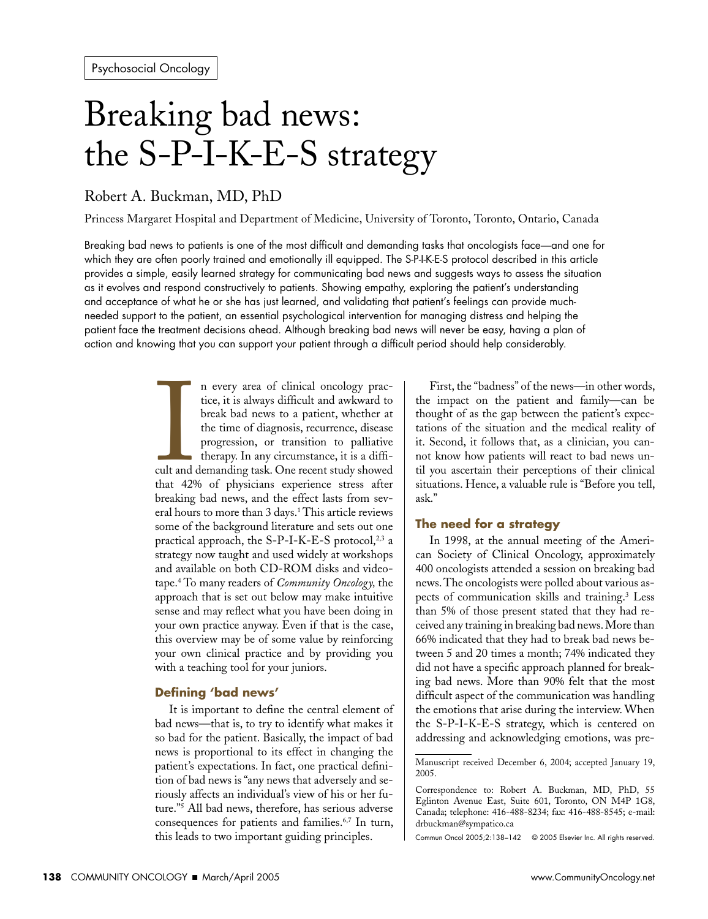Psychosocial Oncology

# Breaking bad news: the S-P-I-K-E-S strategy

Robert A. Buckman, MD, PhD

Princess Margaret Hospital and Department of Medicine, University of Toronto, Toronto, Ontario, Canada

Breaking bad news to patients is one of the most difficult and demanding tasks that oncologists face—and one for which they are often poorly trained and emotionally ill equipped. The S-P-I-K-E-S protocol described in this article provides a simple, easily learned strategy for communicating bad news and suggests ways to assess the situation as it evolves and respond constructively to patients. Showing empathy, exploring the patient's understanding and acceptance of what he or she has just learned, and validating that patient's feelings can provide much-needed support to the patient, an essential psychological intervention for managing distress and helping the patient face the treatment decisions ahead. Although breaking bad news will never be easy, having a plan of action and knowing that you can support your patient through a difficult period should help considerably.

In every area of clinical oncology practice, it is always difficult and awkward to break bad news to a patient, whether at the time of diagnosis, recurrence, disease progression, or transition to palliative therapy. In any circumstance, it is a difficult and demanding task. One recent study showed that 42% of physicians experience stress after breaking bad news, and the effect lasts from several hours to more than 3 days.[1] This article reviews some of the background literature and sets out one practical approach, the S-P-I-K-E-S protocol,[2,3] a strategy now taught and used widely at workshops and available on both CD-ROM disks and videotape.[4] To many readers of *Community Oncology*, the approach that is set out below may make intuitive sense and may reflect what you have been doing in your own practice anyway. Even if that is the case, this overview may be of some value by reinforcing your own clinical practice and by providing you with a teaching tool for your juniors.

## Defining 'bad news'

It is important to define the central element of bad news—that is, to try to identify what makes it so bad for the patient. Basically, the impact of bad news is proportional to its effect in changing the patient's expectations. In fact, one practical definition of bad news is "any news that adversely and seriously affects an individual's view of his or her future."[5] All bad news, therefore, has serious adverse consequences for patients and families.[6,7] In turn, this leads to two important guiding principles.

First, the "badness" of the news—in other words, the impact on the patient and family—can be thought of as the gap between the patient's expectations of the situation and the medical reality of it. Second, it follows that, as a clinician, you cannot know how patients will react to bad news until you ascertain their perceptions of their clinical situations. Hence, a valuable rule is "Before you tell, ask."

## The need for a strategy

In 1998, at the annual meeting of the American Society of Clinical Oncology, approximately 400 oncologists attended a session on breaking bad news. The oncologists were polled about various aspects of communication skills and training.[3] Less than 5% of those present stated that they had received any training in breaking bad news. More than 66% indicated that they had to break bad news between 5 and 20 times a month; 74% indicated they did not have a specific approach planned for breaking bad news. More than 90% felt that the most difficult aspect of the communication was handling the emotions that arise during the interview. When the S-P-I-K-E-S strategy, which is centered on addressing and acknowledging emotions, was pre-

Manuscript received December 6, 2004; accepted January 19, 2005.

Correspondence to: Robert A. Buckman, MD, PhD, 55 Eglinton Avenue East, Suite 601, Toronto, ON M4P 1G8, Canada; telephone: 416-488-8234; fax: 416-488-8545; e-mail: drbuckman@sympatico.ca

Commun Oncol 2005;2:138–142 © 2005 Elsevier Inc. All rights reserved.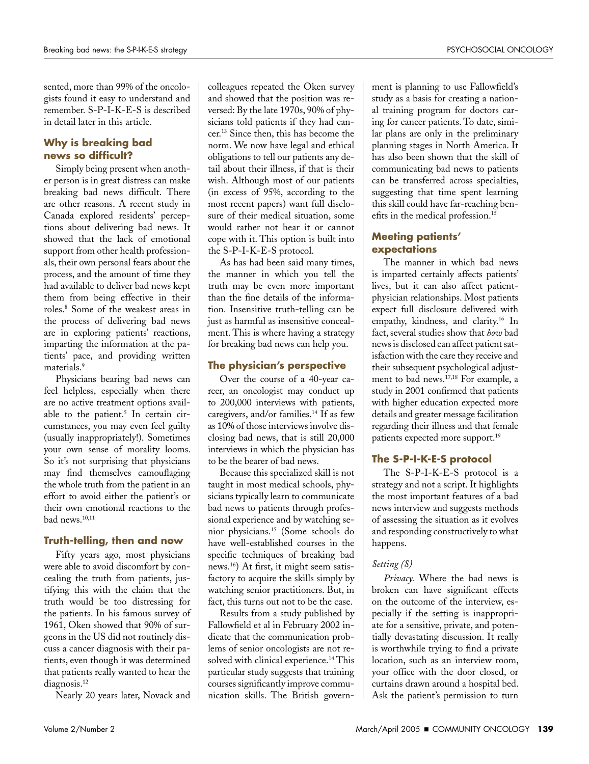sented, more than 99% of the oncologists found it easy to understand and remember. S-P-I-K-E-S is described in detail later in this article.

## Why is breaking bad news so difficult?

Simply being present when another person is in great distress can make breaking bad news difficult. There are other reasons. A recent study in Canada explored residents' perceptions about delivering bad news. It showed that the lack of emotional support from other health professionals, their own personal fears about the process, and the amount of time they had available to deliver bad news kept them from being effective in their roles.[8] Some of the weakest areas in the process of delivering bad news are in exploring patients' reactions, imparting the information at the patients' pace, and providing written materials.[9]

Physicians bearing bad news can feel helpless, especially when there are no active treatment options available to the patient.[5] In certain circumstances, you may even feel guilty (usually inappropriately!). Sometimes your own sense of morality looms. So it's not surprising that physicians may find themselves camouflaging the whole truth from the patient in an effort to avoid either the patient's or their own emotional reactions to the bad news.[10,11]

## Truth-telling, then and now

Fifty years ago, most physicians were able to avoid discomfort by concealing the truth from patients, justifying this with the claim that the truth would be too distressing for the patients. In his famous survey of 1961, Oken showed that 90% of surgeons in the US did not routinely discuss a cancer diagnosis with their patients, even though it was determined that patients really wanted to hear the diagnosis.[12]

Nearly 20 years later, Novack and colleagues repeated the Oken survey and showed that the position was reversed: By the late 1970s, 90% of physicians told patients if they had cancer.[13] Since then, this has become the norm. We now have legal and ethical obligations to tell our patients any detail about their illness, if that is their wish. Although most of our patients (in excess of 95%, according to the most recent papers) want full disclosure of their medical situation, some would rather not hear it or cannot cope with it. This option is built into the S-P-I-K-E-S protocol.

As has had been said many times, the manner in which you tell the truth may be even more important than the fine details of the information. Insensitive truth-telling can be just as harmful as insensitive concealment. This is where having a strategy for breaking bad news can help you.

## The physician's perspective

Over the course of a 40-year career, an oncologist may conduct up to 200,000 interviews with patients, caregivers, and/or families.[14] If as few as 10% of those interviews involve disclosing bad news, that is still 20,000 interviews in which the physician has to be the bearer of bad news.

Because this specialized skill is not taught in most medical schools, physicians typically learn to communicate bad news to patients through professional experience and by watching senior physicians.[15] (Some schools do have well-established courses in the specific techniques of breaking bad news.[16]) At first, it might seem satisfactory to acquire the skills simply by watching senior practitioners. But, in fact, this turns out not to be the case.

Results from a study published by Fallowfield et al in February 2002 indicate that the communication problems of senior oncologists are not resolved with clinical experience.[14] This particular study suggests that training courses significantly improve communication skills. The British government is planning to use Fallowfield's study as a basis for creating a national training program for doctors caring for cancer patients. To date, similar plans are only in the preliminary planning stages in North America. It has also been shown that the skill of communicating bad news to patients can be transferred across specialties, suggesting that time spent learning this skill could have far-reaching benefits in the medical profession.[15]

## Meeting patients' expectations

The manner in which bad news is imparted certainly affects patients' lives, but it can also affect patient-physician relationships. Most patients expect full disclosure delivered with empathy, kindness, and clarity.[16] In fact, several studies show that *how* bad news is disclosed can affect patient satisfaction with the care they receive and their subsequent psychological adjustment to bad news.[17,18] For example, a study in 2001 confirmed that patients with higher education expected more details and greater message facilitation regarding their illness and that female patients expected more support.[19]

## The S-P-I-K-E-S protocol

The S-P-I-K-E-S protocol is a strategy and not a script. It highlights the most important features of a bad news interview and suggests methods of assessing the situation as it evolves and responding constructively to what happens.

### *Setting (S)*

*Privacy.* Where the bad news is broken can have significant effects on the outcome of the interview, especially if the setting is inappropriate for a sensitive, private, and potentially devastating discussion. It really is worthwhile trying to find a private location, such as an interview room, your office with the door closed, or curtains drawn around a hospital bed. Ask the patient's permission to turn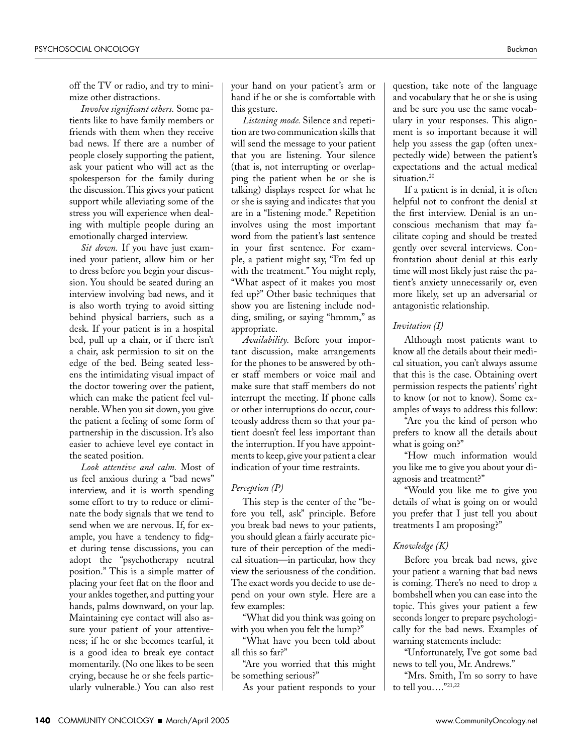off the TV or radio, and try to minimize other distractions.

*Involve significant others.* Some patients like to have family members or friends with them when they receive bad news. If there are a number of people closely supporting the patient, ask your patient who will act as the spokesperson for the family during the discussion. This gives your patient support while alleviating some of the stress you will experience when dealing with multiple people during an emotionally charged interview.

*Sit down.* If you have just examined your patient, allow him or her to dress before you begin your discussion. You should be seated during an interview involving bad news, and it is also worth trying to avoid sitting behind physical barriers, such as a desk. If your patient is in a hospital bed, pull up a chair, or if there isn't a chair, ask permission to sit on the edge of the bed. Being seated lessens the intimidating visual impact of the doctor towering over the patient, which can make the patient feel vulnerable. When you sit down, you give the patient a feeling of some form of partnership in the discussion. It's also easier to achieve level eye contact in the seated position.

*Look attentive and calm.* Most of us feel anxious during a "bad news" interview, and it is worth spending some effort to try to reduce or eliminate the body signals that we tend to send when we are nervous. If, for example, you have a tendency to fidget during tense discussions, you can adopt the "psychotherapy neutral position." This is a simple matter of placing your feet flat on the floor and your ankles together, and putting your hands, palms downward, on your lap. Maintaining eye contact will also assure your patient of your attentiveness; if he or she becomes tearful, it is a good idea to break eye contact momentarily. (No one likes to be seen crying, because he or she feels particularly vulnerable.) You can also rest your hand on your patient's arm or hand if he or she is comfortable with this gesture.

*Listening mode.* Silence and repetition are two communication skills that will send the message to your patient that you are listening. Your silence (that is, not interrupting or overlapping the patient when he or she is talking) displays respect for what he or she is saying and indicates that you are in a "listening mode." Repetition involves using the most important word from the patient's last sentence in your first sentence. For example, a patient might say, "I'm fed up with the treatment." You might reply, "What aspect of it makes you most fed up?" Other basic techniques that show you are listening include nodding, smiling, or saying "hmmm," as appropriate.

*Availability.* Before your important discussion, make arrangements for the phones to be answered by other staff members or voice mail and make sure that staff members do not interrupt the meeting. If phone calls or other interruptions do occur, courteously address them so that your patient doesn't feel less important than the interruption. If you have appointments to keep, give your patient a clear indication of your time restraints.

### *Perception (P)*

This step is the center of the "before you tell, ask" principle. Before you break bad news to your patients, you should glean a fairly accurate picture of their perception of the medical situation—in particular, how they view the seriousness of the condition. The exact words you decide to use depend on your own style. Here are a few examples:

"What did you think was going on with you when you felt the lump?"

"What have you been told about all this so far?"

"Are you worried that this might be something serious?"

As your patient responds to your question, take note of the language and vocabulary that he or she is using and be sure you use the same vocabulary in your responses. This alignment is so important because it will help you assess the gap (often unexpectedly wide) between the patient's expectations and the actual medical situation.[20]

If a patient is in denial, it is often helpful not to confront the denial at the first interview. Denial is an unconscious mechanism that may facilitate coping and should be treated gently over several interviews. Confrontation about denial at this early time will most likely just raise the patient's anxiety unnecessarily or, even more likely, set up an adversarial or antagonistic relationship.

### *Invitation (I)*

Although most patients want to know all the details about their medical situation, you can't always assume that this is the case. Obtaining overt permission respects the patients' right to know (or not to know). Some examples of ways to address this follow:

"Are you the kind of person who prefers to know all the details about what is going on?"

"How much information would you like me to give you about your diagnosis and treatment?"

"Would you like me to give you details of what is going on or would you prefer that I just tell you about treatments I am proposing?"

### *Knowledge (K)*

Before you break bad news, give your patient a warning that bad news is coming. There's no need to drop a bombshell when you can ease into the topic. This gives your patient a few seconds longer to prepare psychologically for the bad news. Examples of warning statements include:

"Unfortunately, I've got some bad news to tell you, Mr. Andrews."

"Mrs. Smith, I'm so sorry to have to tell you…."[21,22]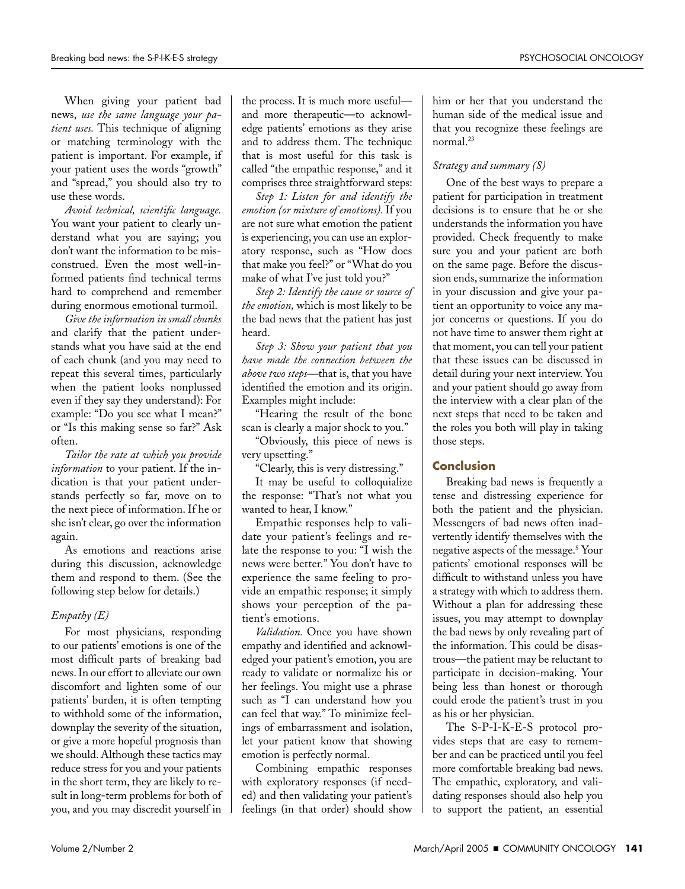When giving your patient bad news, *use the same language your patient uses.* This technique of aligning or matching terminology with the patient is important. For example, if your patient uses the words "growth" and "spread," you should also try to use these words.

*Avoid technical, scientific language.* You want your patient to clearly understand what you are saying; you don't want the information to be misconstrued. Even the most well-informed patients find technical terms hard to comprehend and remember during enormous emotional turmoil.

*Give the information in small chunks* and clarify that the patient understands what you have said at the end of each chunk (and you may need to repeat this several times, particularly when the patient looks nonplussed even if they say they understand): For example: "Do you see what I mean?" or "Is this making sense so far?" Ask often.

*Tailor the rate at which you provide information* to your patient. If the indication is that your patient understands perfectly so far, move on to the next piece of information. If he or she isn't clear, go over the information again.

As emotions and reactions arise during this discussion, acknowledge them and respond to them. (See the following step below for details.)

### *Empathy (E)*

For most physicians, responding to our patients' emotions is one of the most difficult parts of breaking bad news. In our effort to alleviate our own discomfort and lighten some of our patients' burden, it is often tempting to withhold some of the information, downplay the severity of the situation, or give a more hopeful prognosis than we should. Although these tactics may reduce stress for you and your patients in the short term, they are likely to result in long-term problems for both of you, and you may discredit yourself in the process. It is much more useful—and more therapeutic—to acknowledge patients' emotions as they arise and to address them. The technique that is most useful for this task is called "the empathic response," and it comprises three straightforward steps:

*Step 1: Listen for and identify the emotion (or mixture of emotions).* If you are not sure what emotion the patient is experiencing, you can use an exploratory response, such as "How does that make you feel?" or "What do you make of what I've just told you?"

*Step 2: Identify the cause or source of the emotion,* which is most likely to be the bad news that the patient has just heard.

*Step 3: Show your patient that you have made the connection between the above two steps*—that is, that you have identified the emotion and its origin. Examples might include:

"Hearing the result of the bone scan is clearly a major shock to you."

"Obviously, this piece of news is very upsetting."

"Clearly, this is very distressing."

It may be useful to colloquialize the response: "That's not what you wanted to hear, I know."

Empathic responses help to validate your patient's feelings and relate the response to you: "I wish the news were better." You don't have to experience the same feeling to provide an empathic response; it simply shows your perception of the patient's emotions.

*Validation.* Once you have shown empathy and identified and acknowledged your patient's emotion, you are ready to validate or normalize his or her feelings. You might use a phrase such as "I can understand how you can feel that way." To minimize feelings of embarrassment and isolation, let your patient know that showing emotion is perfectly normal.

Combining empathic responses with exploratory responses (if needed) and then validating your patient's feelings (in that order) should show him or her that you understand the human side of the medical issue and that you recognize these feelings are normal.[23]

### *Strategy and summary (S)*

One of the best ways to prepare a patient for participation in treatment decisions is to ensure that he or she understands the information you have provided. Check frequently to make sure you and your patient are both on the same page. Before the discussion ends, summarize the information in your discussion and give your patient an opportunity to voice any major concerns or questions. If you do not have time to answer them right at that moment, you can tell your patient that these issues can be discussed in detail during your next interview. You and your patient should go away from the interview with a clear plan of the next steps that need to be taken and the roles you both will play in taking those steps.

## Conclusion

Breaking bad news is frequently a tense and distressing experience for both the patient and the physician. Messengers of bad news often inadvertently identify themselves with the negative aspects of the message.[5] Your patients' emotional responses will be difficult to withstand unless you have a strategy with which to address them. Without a plan for addressing these issues, you may attempt to downplay the bad news by only revealing part of the information. This could be disastrous—the patient may be reluctant to participate in decision-making. Your being less than honest or thorough could erode the patient's trust in you as his or her physician.

The S-P-I-K-E-S protocol provides steps that are easy to remember and can be practiced until you feel more comfortable breaking bad news. The empathic, exploratory, and validating responses should also help you to support the patient, an essential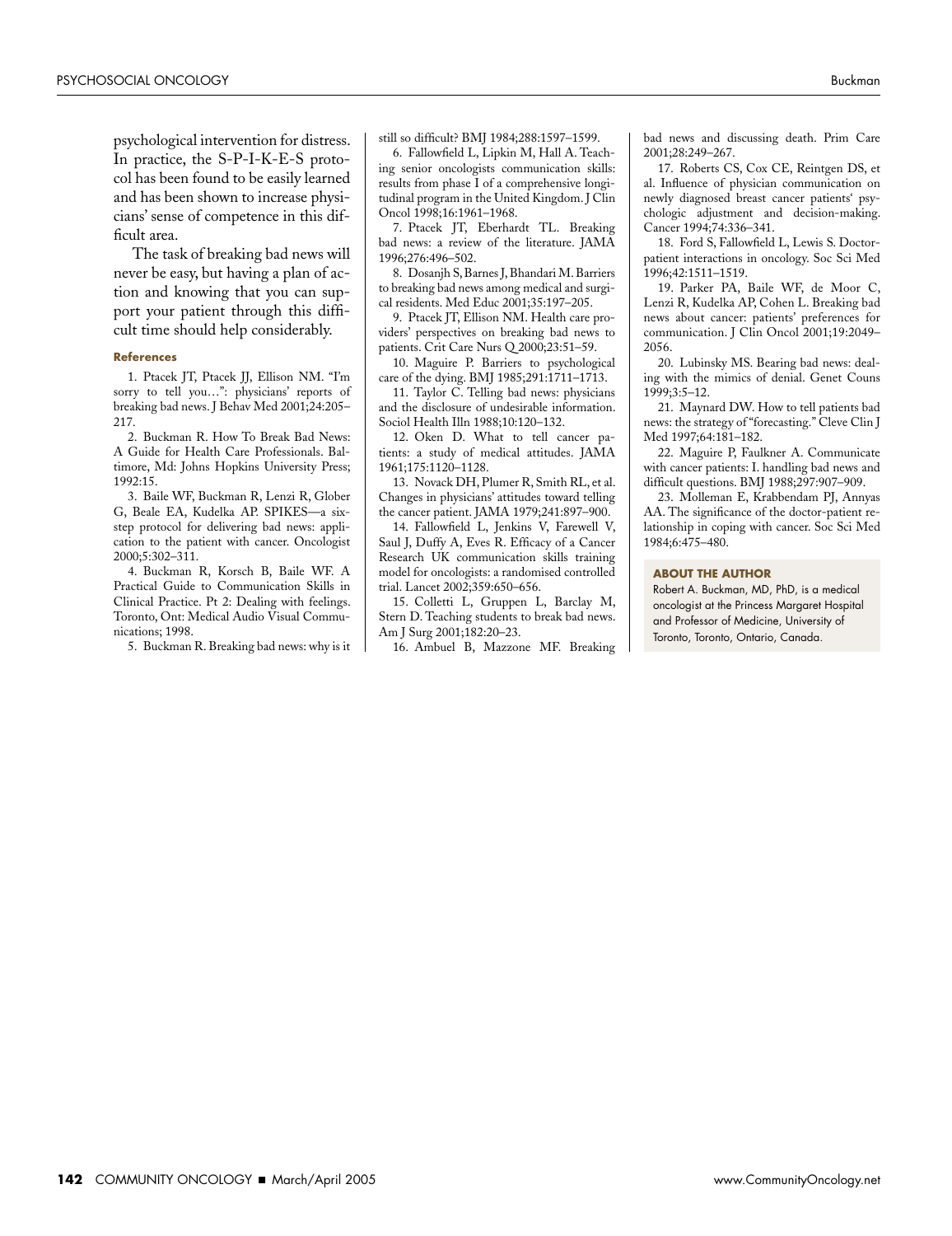psychological intervention for distress. In practice, the S-P-I-K-E-S protocol has been found to be easily learned and has been shown to increase physicians' sense of competence in this difficult area.

The task of breaking bad news will never be easy, but having a plan of action and knowing that you can support your patient through this difficult time should help considerably.

#### References

1. Ptacek JT, Ptacek JJ, Ellison NM. "I'm sorry to tell you…": physicians' reports of breaking bad news. J Behav Med 2001;24:205–217.

2. Buckman R. How To Break Bad News: A Guide for Health Care Professionals. Baltimore, Md: Johns Hopkins University Press; 1992:15.

3. Baile WF, Buckman R, Lenzi R, Glober G, Beale EA, Kudelka AP. SPIKES—a six-step protocol for delivering bad news: application to the patient with cancer. Oncologist 2000;5:302–311.

4. Buckman R, Korsch B, Baile WF. A Practical Guide to Communication Skills in Clinical Practice. Pt 2: Dealing with feelings. Toronto, Ont: Medical Audio Visual Communications; 1998.

5. Buckman R. Breaking bad news: why is it still so difficult? BMJ 1984;288:1597–1599.

6. Fallowfield L, Lipkin M, Hall A. Teaching senior oncologists communication skills: results from phase I of a comprehensive longitudinal program in the United Kingdom. J Clin Oncol 1998;16:1961–1968.

7. Ptacek JT, Eberhardt TL. Breaking bad news: a review of the literature. JAMA 1996;276:496–502.

8. Dosanjh S, Barnes J, Bhandari M. Barriers to breaking bad news among medical and surgical residents. Med Educ 2001;35:197–205.

9. Ptacek JT, Ellison NM. Health care providers' perspectives on breaking bad news to patients. Crit Care Nurs Q 2000;23:51–59.

10. Maguire P. Barriers to psychological care of the dying. BMJ 1985;291:1711–1713.

11. Taylor C. Telling bad news: physicians and the disclosure of undesirable information. Sociol Health Illn 1988;10:120–132.

12. Oken D. What to tell cancer patients: a study of medical attitudes. JAMA 1961;175:1120–1128.

13. Novack DH, Plumer R, Smith RL, et al. Changes in physicians' attitudes toward telling the cancer patient. JAMA 1979;241:897–900.

14. Fallowfield L, Jenkins V, Farewell V, Saul J, Duffy A, Eves R. Efficacy of a Cancer Research UK communication skills training model for oncologists: a randomised controlled trial. Lancet 2002;359:650–656.

15. Colletti L, Gruppen L, Barclay M, Stern D. Teaching students to break bad news. Am J Surg 2001;182:20–23.

16. Ambuel B, Mazzone MF. Breaking bad news and discussing death. Prim Care 2001;28:249–267.

17. Roberts CS, Cox CE, Reintgen DS, et al. Influence of physician communication on newly diagnosed breast cancer patients' psychologic adjustment and decision-making. Cancer 1994;74:336–341.

18. Ford S, Fallowfield L, Lewis S. Doctor-patient interactions in oncology. Soc Sci Med 1996;42:1511–1519.

19. Parker PA, Baile WF, de Moor C, Lenzi R, Kudelka AP, Cohen L. Breaking bad news about cancer: patients' preferences for communication. J Clin Oncol 2001;19:2049–2056.

20. Lubinsky MS. Bearing bad news: dealing with the mimics of denial. Genet Couns 1999;3:5–12.

21. Maynard DW. How to tell patients bad news: the strategy of "forecasting." Cleve Clin J Med 1997;64:181–182.

22. Maguire P, Faulkner A. Communicate with cancer patients: I. handling bad news and difficult questions. BMJ 1988;297:907–909.

23. Molleman E, Krabbendam PJ, Annyas AA. The significance of the doctor-patient relationship in coping with cancer. Soc Sci Med 1984;6:475–480.

#### ABOUT THE AUTHOR

Robert A. Buckman, MD, PhD, is a medical oncologist at the Princess Margaret Hospital and Professor of Medicine, University of Toronto, Toronto, Ontario, Canada.